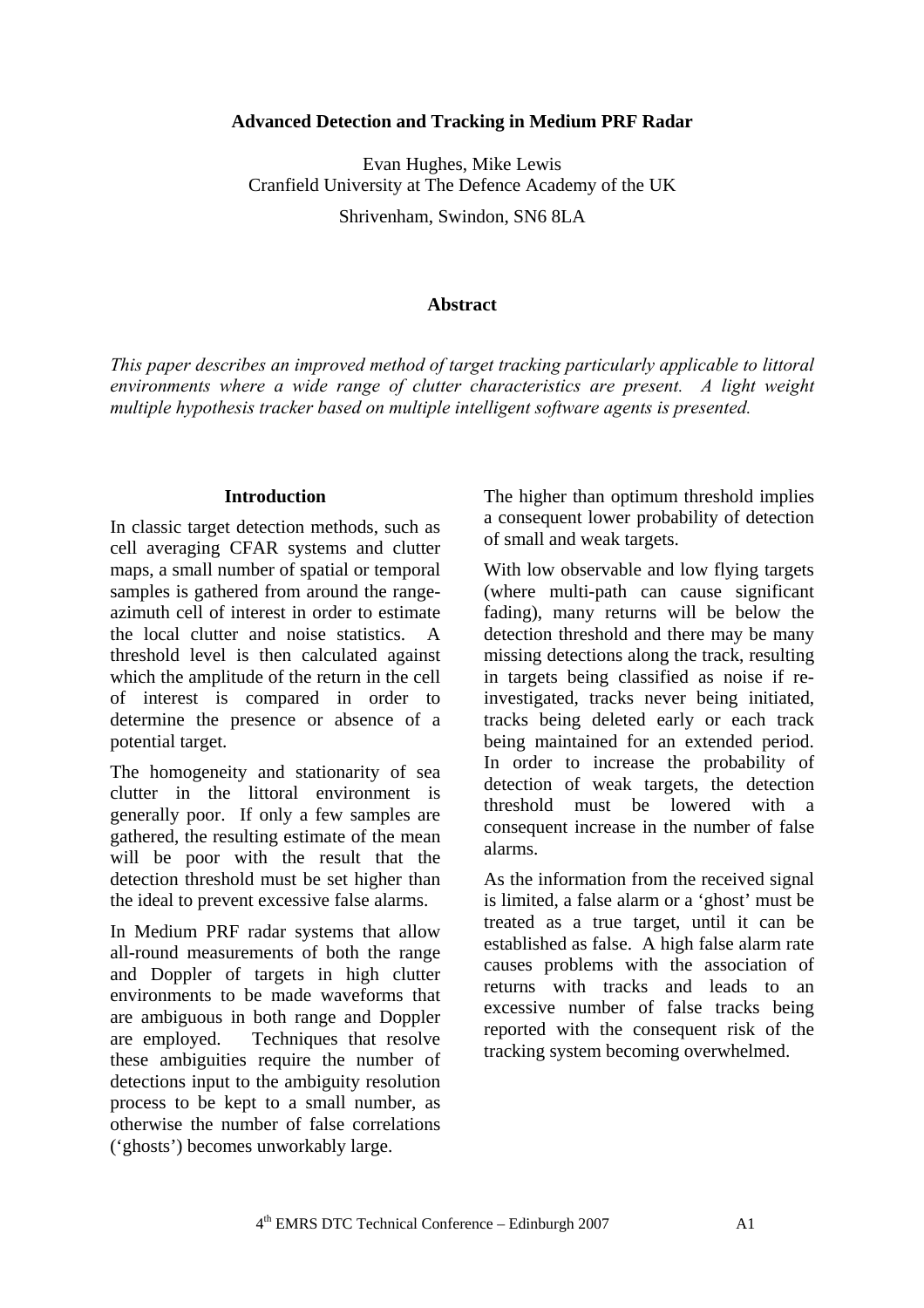# Advanced Detection and Tracking in Medium PRF Radar

Evan Hughes, Mike Lewis
Cranfield University at The Defence Academy of the UK

Shrivenham, Swindon, SN6 8LA

## Abstract

*This paper describes an improved method of target tracking particularly applicable to littoral environments where a wide range of clutter characteristics are present. A light weight multiple hypothesis tracker based on multiple intelligent software agents is presented.*

## Introduction

In classic target detection methods, such as cell averaging CFAR systems and clutter maps, a small number of spatial or temporal samples is gathered from around the range-azimuth cell of interest in order to estimate the local clutter and noise statistics. A threshold level is then calculated against which the amplitude of the return in the cell of interest is compared in order to determine the presence or absence of a potential target.

The homogeneity and stationarity of sea clutter in the littoral environment is generally poor. If only a few samples are gathered, the resulting estimate of the mean will be poor with the result that the detection threshold must be set higher than the ideal to prevent excessive false alarms.

In Medium PRF radar systems that allow all-round measurements of both the range and Doppler of targets in high clutter environments to be made waveforms that are ambiguous in both range and Doppler are employed. Techniques that resolve these ambiguities require the number of detections input to the ambiguity resolution process to be kept to a small number, as otherwise the number of false correlations ('ghosts') becomes unworkably large.

The higher than optimum threshold implies a consequent lower probability of detection of small and weak targets.

With low observable and low flying targets (where multi-path can cause significant fading), many returns will be below the detection threshold and there may be many missing detections along the track, resulting in targets being classified as noise if re-investigated, tracks never being initiated, tracks being deleted early or each track being maintained for an extended period. In order to increase the probability of detection of weak targets, the detection threshold must be lowered with a consequent increase in the number of false alarms.

As the information from the received signal is limited, a false alarm or a 'ghost' must be treated as a true target, until it can be established as false. A high false alarm rate causes problems with the association of returns with tracks and leads to an excessive number of false tracks being reported with the consequent risk of the tracking system becoming overwhelmed.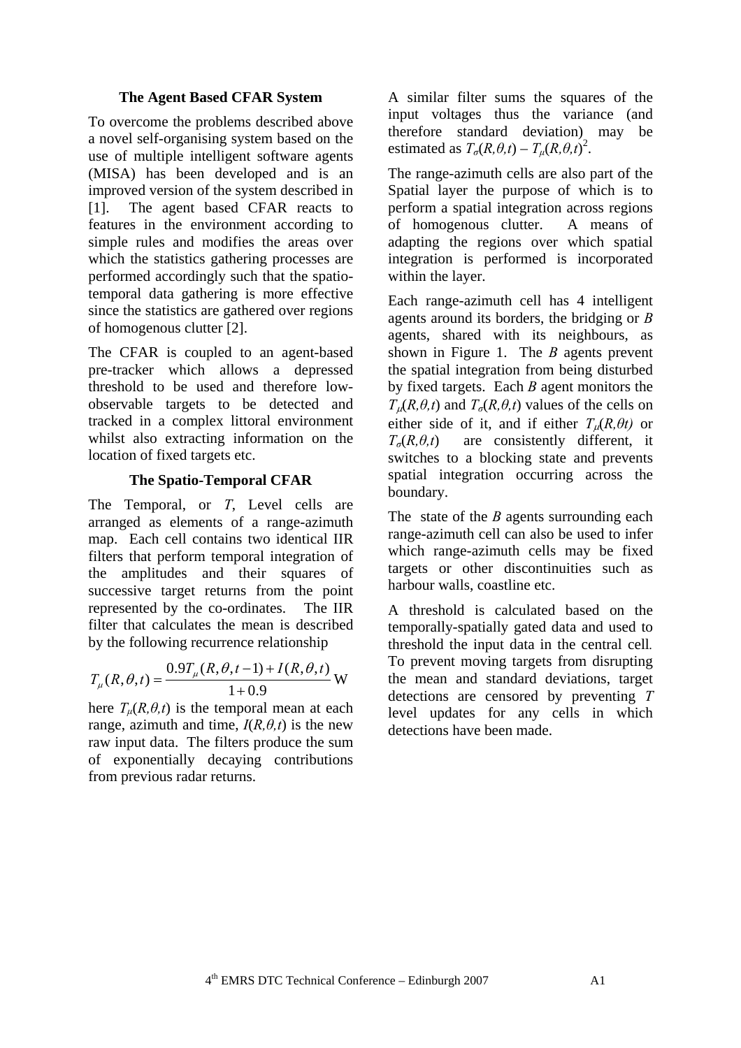### The Agent Based CFAR System

To overcome the problems described above a novel self-organising system based on the use of multiple intelligent software agents (MISA) has been developed and is an improved version of the system described in [1]. The agent based CFAR reacts to features in the environment according to simple rules and modifies the areas over which the statistics gathering processes are performed accordingly such that the spatio-temporal data gathering is more effective since the statistics are gathered over regions of homogenous clutter [2].

The CFAR is coupled to an agent-based pre-tracker which allows a depressed threshold to be used and therefore low-observable targets to be detected and tracked in a complex littoral environment whilst also extracting information on the location of fixed targets etc.

### The Spatio-Temporal CFAR

The Temporal, or *T*, Level cells are arranged as elements of a range-azimuth map. Each cell contains two identical IIR filters that perform temporal integration of the amplitudes and their squares of successive target returns from the point represented by the co-ordinates. The IIR filter that calculates the mean is described by the following recurrence relationship

$$T_{\mu}(R,\theta,t) = \frac{0.9T_{\mu}(R,\theta,t-1) + I(R,\theta,t)}{1+0.9} \text{ W}$$

here $T_{\mu}(R,\theta,t)$ is the temporal mean at each range, azimuth and time, $I(R,\theta,t)$ is the new raw input data. The filters produce the sum of exponentially decaying contributions from previous radar returns.

A similar filter sums the squares of the input voltages thus the variance (and therefore standard deviation) may be estimated as $T_{\sigma}(R,\theta,t) - T_{\mu}(R,\theta,t)^2$.

The range-azimuth cells are also part of the Spatial layer the purpose of which is to perform a spatial integration across regions of homogenous clutter. A means of adapting the regions over which spatial integration is performed is incorporated within the layer.

Each range-azimuth cell has 4 intelligent agents around its borders, the bridging or *B* agents, shared with its neighbours, as shown in Figure 1. The *B* agents prevent the spatial integration from being disturbed by fixed targets. Each *B* agent monitors the $T_{\mu}(R,\theta,t)$ and $T_{\sigma}(R,\theta,t)$ values of the cells on either side of it, and if either $T_{\mu}(R,\theta t)$ or $T_{\sigma}(R,\theta,t)$ are consistently different, it switches to a blocking state and prevents spatial integration occurring across the boundary.

The state of the *B* agents surrounding each range-azimuth cell can also be used to infer which range-azimuth cells may be fixed targets or other discontinuities such as harbour walls, coastline etc.

A threshold is calculated based on the temporally-spatially gated data and used to threshold the input data in the central cell. To prevent moving targets from disrupting the mean and standard deviations, target detections are censored by preventing *T* level updates for any cells in which detections have been made.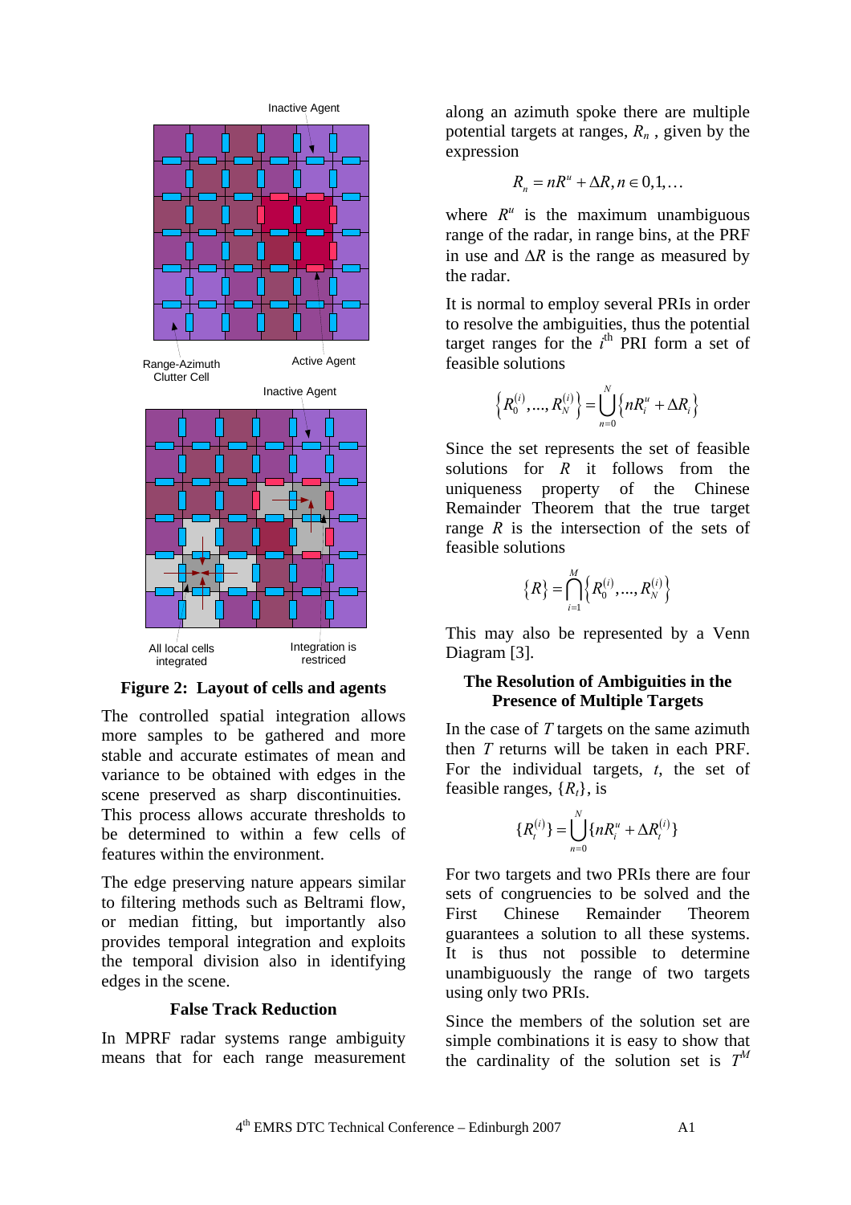Figure 2: Layout of cells and agents

The controlled spatial integration allows more samples to be gathered and more stable and accurate estimates of mean and variance to be obtained with edges in the scene preserved as sharp discontinuities. This process allows accurate thresholds to be determined to within a few cells of features within the environment.

The edge preserving nature appears similar to filtering methods such as Beltrami flow, or median fitting, but importantly also provides temporal integration and exploits the temporal division also in identifying edges in the scene.

## False Track Reduction

In MPRF radar systems range ambiguity means that for each range measurement along an azimuth spoke there are multiple potential targets at ranges, $R_n$ , given by the expression

$$R_n = nR^u + \Delta R, n \in 0,1,\ldots$$

where $R^u$ is the maximum unambiguous range of the radar, in range bins, at the PRF in use and $\Delta R$ is the range as measured by the radar.

It is normal to employ several PRIs in order to resolve the ambiguities, thus the potential target ranges for the $i^{\text{th}}$ PRI form a set of feasible solutions

$$\left\{R_0^{(i)},\ldots,R_N^{(i)}\right\} = \bigcup_{n=0}^{N}\left\{nR_i^u + \Delta R_i\right\}$$

Since the set represents the set of feasible solutions for $R$ it follows from the uniqueness property of the Chinese Remainder Theorem that the true target range $R$ is the intersection of the sets of feasible solutions

$$\{R\} = \bigcap_{i=1}^{M}\left\{R_0^{(i)},\ldots,R_N^{(i)}\right\}$$

This may also be represented by a Venn Diagram [3].

## The Resolution of Ambiguities in the Presence of Multiple Targets

In the case of $T$ targets on the same azimuth then $T$ returns will be taken in each PRF. For the individual targets, $t$, the set of feasible ranges, $\{R_t\}$, is

$$\{R_t^{(i)}\} = \bigcup_{n=0}^{N}\{nR_i^u + \Delta R_t^{(i)}\}$$

For two targets and two PRIs there are four sets of congruencies to be solved and the First Chinese Remainder Theorem guarantees a solution to all these systems. It is thus not possible to determine unambiguously the range of two targets using only two PRIs.

Since the members of the solution set are simple combinations it is easy to show that the cardinality of the solution set is $T^M$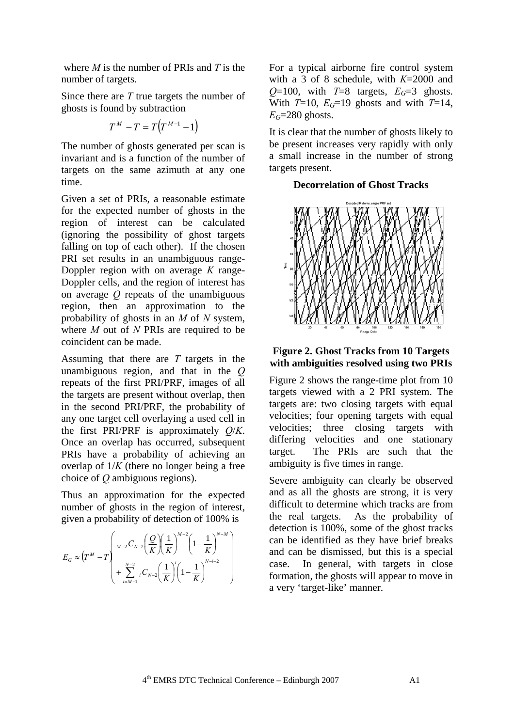where $M$ is the number of PRIs and $T$ is the number of targets.

Since there are $T$ true targets the number of ghosts is found by subtraction

$$T^M - T = T\left(T^{M-1} - 1\right)$$

The number of ghosts generated per scan is invariant and is a function of the number of targets on the same azimuth at any one time.

Given a set of PRIs, a reasonable estimate for the expected number of ghosts in the region of interest can be calculated (ignoring the possibility of ghost targets falling on top of each other). If the chosen PRI set results in an unambiguous range-Doppler region with on average $K$ range-Doppler cells, and the region of interest has on average $Q$ repeats of the unambiguous region, then an approximation to the probability of ghosts in an $M$ of $N$ system, where $M$ out of $N$ PRIs are required to be coincident can be made.

Assuming that there are $T$ targets in the unambiguous region, and that in the $Q$ repeats of the first PRI/PRF, images of all the targets are present without overlap, then in the second PRI/PRF, the probability of any one target cell overlaying a used cell in the first PRI/PRF is approximately $Q/K$. Once an overlap has occurred, subsequent PRIs have a probability of achieving an overlap of $1/K$ (there no longer being a free choice of $Q$ ambiguous regions).

Thus an approximation for the expected number of ghosts in the region of interest, given a probability of detection of 100% is

$$E_G \approx \left(T^M - T\right)\left( \begin{array}{l} {}_{M-2}C_{N-2}\left(\dfrac{Q}{K}\right)\left(\dfrac{1}{K}\right)^{M-2}\left(1-\dfrac{1}{K}\right)^{N-M} \\ + \displaystyle\sum_{i=M-1}^{N-2} {}_{i}C_{N-2}\left(\dfrac{1}{K}\right)^{i}\left(1-\dfrac{1}{K}\right)^{N-i-2} \end{array} \right)$$

For a typical airborne fire control system with a 3 of 8 schedule, with $K$=2000 and $Q$=100, with $T$=8 targets, $E_G$=3 ghosts. With $T$=10, $E_G$=19 ghosts and with $T$=14, $E_G$=280 ghosts.

It is clear that the number of ghosts likely to be present increases very rapidly with only a small increase in the number of strong targets present.

### Decorrelation of Ghost Tracks

**Figure 2. Ghost Tracks from 10 Targets with ambiguities resolved using two PRIs**

Figure 2 shows the range-time plot from 10 targets viewed with a 2 PRI system. The targets are: two closing targets with equal velocities; four opening targets with equal velocities; three closing targets with differing velocities and one stationary target. The PRIs are such that the ambiguity is five times in range.

Severe ambiguity can clearly be observed and as all the ghosts are strong, it is very difficult to determine which tracks are from the real targets. As the probability of detection is 100%, some of the ghost tracks can be identified as they have brief breaks and can be dismissed, but this is a special case. In general, with targets in close formation, the ghosts will appear to move in a very 'target-like' manner.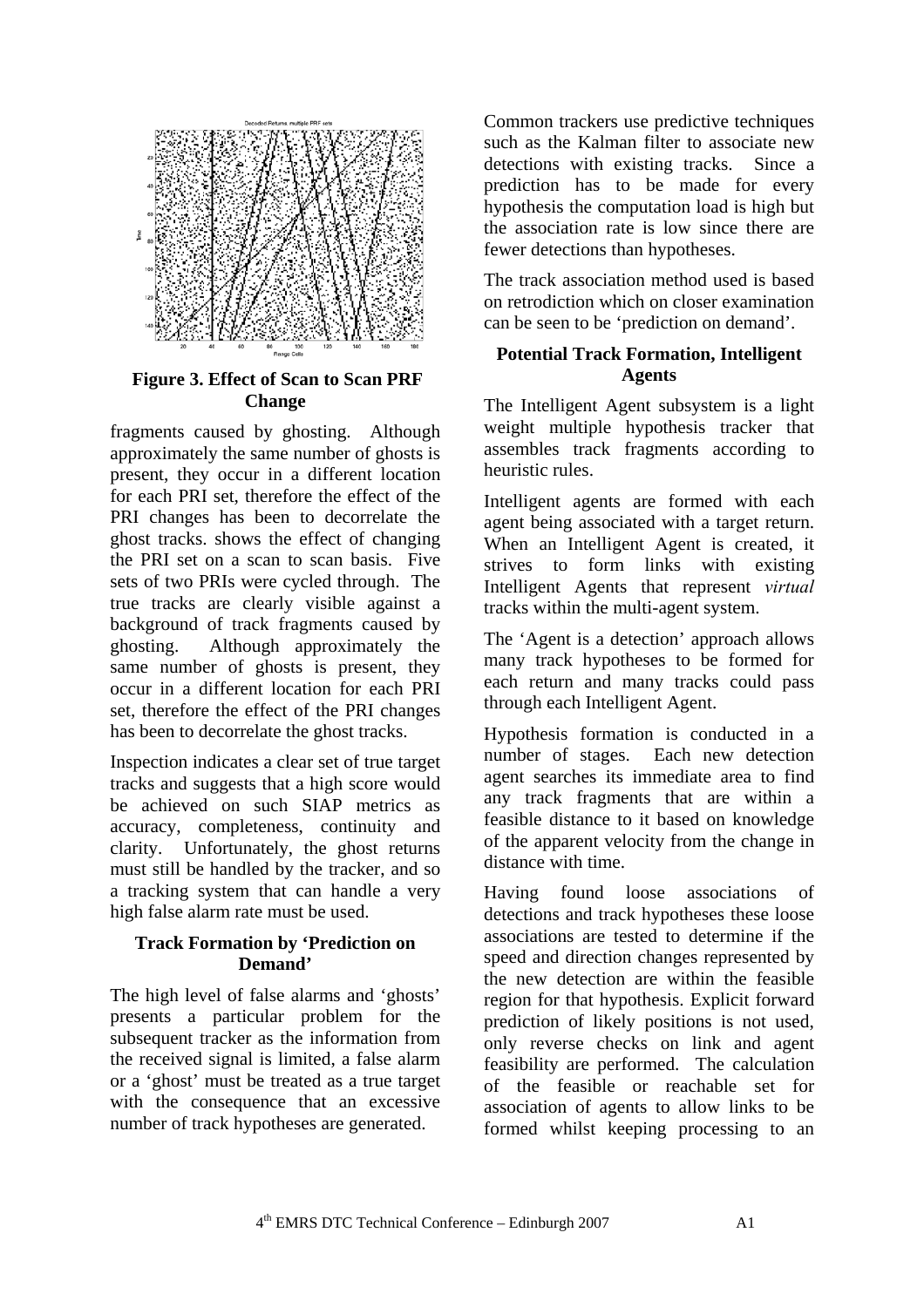Figure 3. Effect of Scan to Scan PRF Change

fragments caused by ghosting. Although approximately the same number of ghosts is present, they occur in a different location for each PRI set, therefore the effect of the PRI changes has been to decorrelate the ghost tracks. shows the effect of changing the PRI set on a scan to scan basis. Five sets of two PRIs were cycled through. The true tracks are clearly visible against a background of track fragments caused by ghosting. Although approximately the same number of ghosts is present, they occur in a different location for each PRI set, therefore the effect of the PRI changes has been to decorrelate the ghost tracks.

Inspection indicates a clear set of true target tracks and suggests that a high score would be achieved on such SIAP metrics as accuracy, completeness, continuity and clarity. Unfortunately, the ghost returns must still be handled by the tracker, and so a tracking system that can handle a very high false alarm rate must be used.

### Track Formation by 'Prediction on Demand'

The high level of false alarms and 'ghosts' presents a particular problem for the subsequent tracker as the information from the received signal is limited, a false alarm or a 'ghost' must be treated as a true target with the consequence that an excessive number of track hypotheses are generated.

Common trackers use predictive techniques such as the Kalman filter to associate new detections with existing tracks. Since a prediction has to be made for every hypothesis the computation load is high but the association rate is low since there are fewer detections than hypotheses.

The track association method used is based on retrodiction which on closer examination can be seen to be 'prediction on demand'.

### Potential Track Formation, Intelligent Agents

The Intelligent Agent subsystem is a light weight multiple hypothesis tracker that assembles track fragments according to heuristic rules.

Intelligent agents are formed with each agent being associated with a target return. When an Intelligent Agent is created, it strives to form links with existing Intelligent Agents that represent *virtual* tracks within the multi-agent system.

The 'Agent is a detection' approach allows many track hypotheses to be formed for each return and many tracks could pass through each Intelligent Agent.

Hypothesis formation is conducted in a number of stages. Each new detection agent searches its immediate area to find any track fragments that are within a feasible distance to it based on knowledge of the apparent velocity from the change in distance with time.

Having found loose associations of detections and track hypotheses these loose associations are tested to determine if the speed and direction changes represented by the new detection are within the feasible region for that hypothesis. Explicit forward prediction of likely positions is not used, only reverse checks on link and agent feasibility are performed. The calculation of the feasible or reachable set for association of agents to allow links to be formed whilst keeping processing to an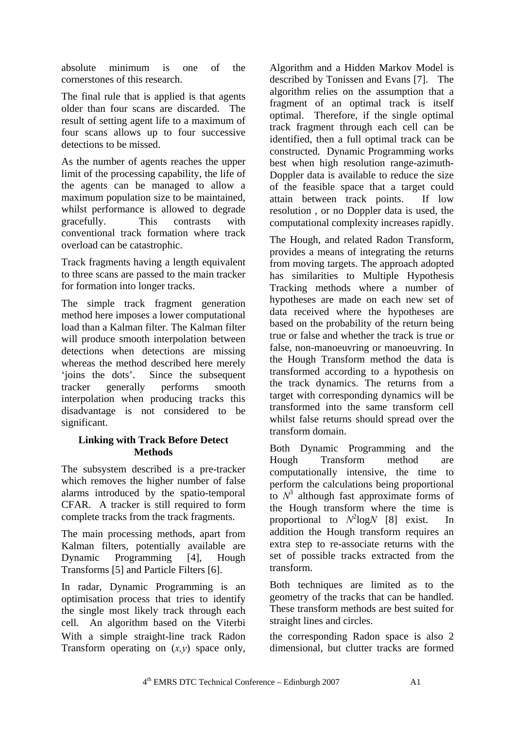absolute minimum is one of the cornerstones of this research.

The final rule that is applied is that agents older than four scans are discarded. The result of setting agent life to a maximum of four scans allows up to four successive detections to be missed.

As the number of agents reaches the upper limit of the processing capability, the life of the agents can be managed to allow a maximum population size to be maintained, whilst performance is allowed to degrade gracefully. This contrasts with conventional track formation where track overload can be catastrophic.

Track fragments having a length equivalent to three scans are passed to the main tracker for formation into longer tracks.

The simple track fragment generation method here imposes a lower computational load than a Kalman filter. The Kalman filter will produce smooth interpolation between detections when detections are missing whereas the method described here merely 'joins the dots'. Since the subsequent tracker generally performs smooth interpolation when producing tracks this disadvantage is not considered to be significant.

### Linking with Track Before Detect Methods

The subsystem described is a pre-tracker which removes the higher number of false alarms introduced by the spatio-temporal CFAR. A tracker is still required to form complete tracks from the track fragments.

The main processing methods, apart from Kalman filters, potentially available are Dynamic Programming [4], Hough Transforms [5] and Particle Filters [6].

In radar, Dynamic Programming is an optimisation process that tries to identify the single most likely track through each cell. An algorithm based on the Viterbi Algorithm and a Hidden Markov Model is described by Tonissen and Evans [7]. The algorithm relies on the assumption that a fragment of an optimal track is itself optimal. Therefore, if the single optimal track fragment through each cell can be identified, then a full optimal track can be constructed. Dynamic Programming works best when high resolution range-azimuth-Doppler data is available to reduce the size of the feasible space that a target could attain between track points. If low resolution , or no Doppler data is used, the computational complexity increases rapidly.

The Hough, and related Radon Transform, provides a means of integrating the returns from moving targets. The approach adopted has similarities to Multiple Hypothesis Tracking methods where a number of hypotheses are made on each new set of data received where the hypotheses are based on the probability of the return being true or false and whether the track is true or false, non-manoeuvring or manoeuvring. In the Hough Transform method the data is transformed according to a hypothesis on the track dynamics. The returns from a target with corresponding dynamics will be transformed into the same transform cell whilst false returns should spread over the transform domain.

Both Dynamic Programming and the Hough Transform method are computationally intensive, the time to perform the calculations being proportional to $N^3$ although fast approximate forms of the Hough transform where the time is proportional to $N^2\log N$ [8] exist. In addition the Hough transform requires an extra step to re-associate returns with the set of possible tracks extracted from the transform.

Both techniques are limited as to the geometry of the tracks that can be handled. These transform methods are best suited for straight lines and circles.

With a simple straight-line track Radon Transform operating on $(x,y)$ space only, the corresponding Radon space is also 2 dimensional, but clutter tracks are formed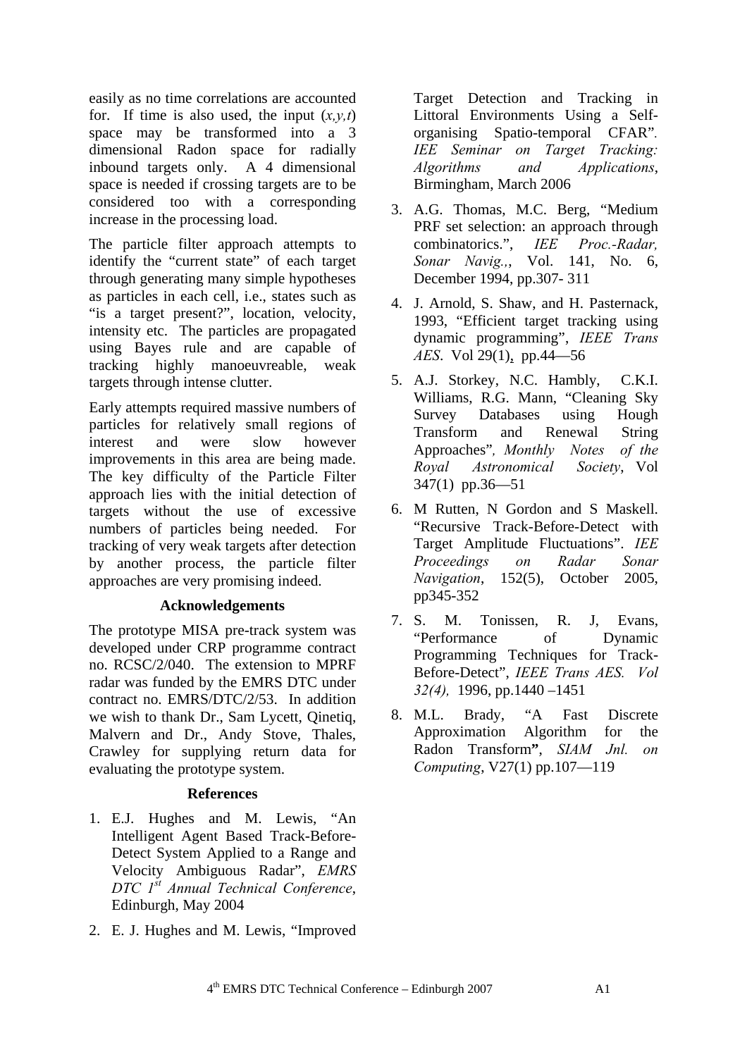easily as no time correlations are accounted for. If time is also used, the input $(x,y,t)$ space may be transformed into a 3 dimensional Radon space for radially inbound targets only. A 4 dimensional space is needed if crossing targets are to be considered too with a corresponding increase in the processing load.

The particle filter approach attempts to identify the "current state" of each target through generating many simple hypotheses as particles in each cell, i.e., states such as "is a target present?", location, velocity, intensity etc. The particles are propagated using Bayes rule and are capable of tracking highly manoeuvreable, weak targets through intense clutter.

Early attempts required massive numbers of particles for relatively small regions of interest and were slow however improvements in this area are being made. The key difficulty of the Particle Filter approach lies with the initial detection of targets without the use of excessive numbers of particles being needed. For tracking of very weak targets after detection by another process, the particle filter approaches are very promising indeed.

### Acknowledgements

The prototype MISA pre-track system was developed under CRP programme contract no. RCSC/2/040. The extension to MPRF radar was funded by the EMRS DTC under contract no. EMRS/DTC/2/53. In addition we wish to thank Dr., Sam Lycett, Qinetiq, Malvern and Dr., Andy Stove, Thales, Crawley for supplying return data for evaluating the prototype system.

### References

1. E.J. Hughes and M. Lewis, "An Intelligent Agent Based Track-Before-Detect System Applied to a Range and Velocity Ambiguous Radar", *EMRS DTC 1st Annual Technical Conference*, Edinburgh, May 2004
2. E. J. Hughes and M. Lewis, "Improved Target Detection and Tracking in Littoral Environments Using a Self-organising Spatio-temporal CFAR". *IEE Seminar on Target Tracking: Algorithms and Applications*, Birmingham, March 2006
3. A.G. Thomas, M.C. Berg, "Medium PRF set selection: an approach through combinatorics.", *IEE Proc.-Radar, Sonar Navig.,*, Vol. 141, No. 6, December 1994, pp.307- 311
4. J. Arnold, S. Shaw, and H. Pasternack, 1993, "Efficient target tracking using dynamic programming", *IEEE Trans AES*. Vol 29(1), pp.44—56
5. A.J. Storkey, N.C. Hambly, C.K.I. Williams, R.G. Mann, "Cleaning Sky Survey Databases using Hough Transform and Renewal String Approaches", *Monthly Notes of the Royal Astronomical Society*, Vol 347(1) pp.36—51
6. M Rutten, N Gordon and S Maskell. "Recursive Track-Before-Detect with Target Amplitude Fluctuations". *IEE Proceedings on Radar Sonar Navigation*, 152(5), October 2005, pp345-352
7. S. M. Tonissen, R. J, Evans, "Performance of Dynamic Programming Techniques for Track-Before-Detect", *IEEE Trans AES. Vol 32(4),* 1996, pp.1440 –1451
8. M.L. Brady, "A Fast Discrete Approximation Algorithm for the Radon Transform", *SIAM Jnl. on Computing*, V27(1) pp.107—119